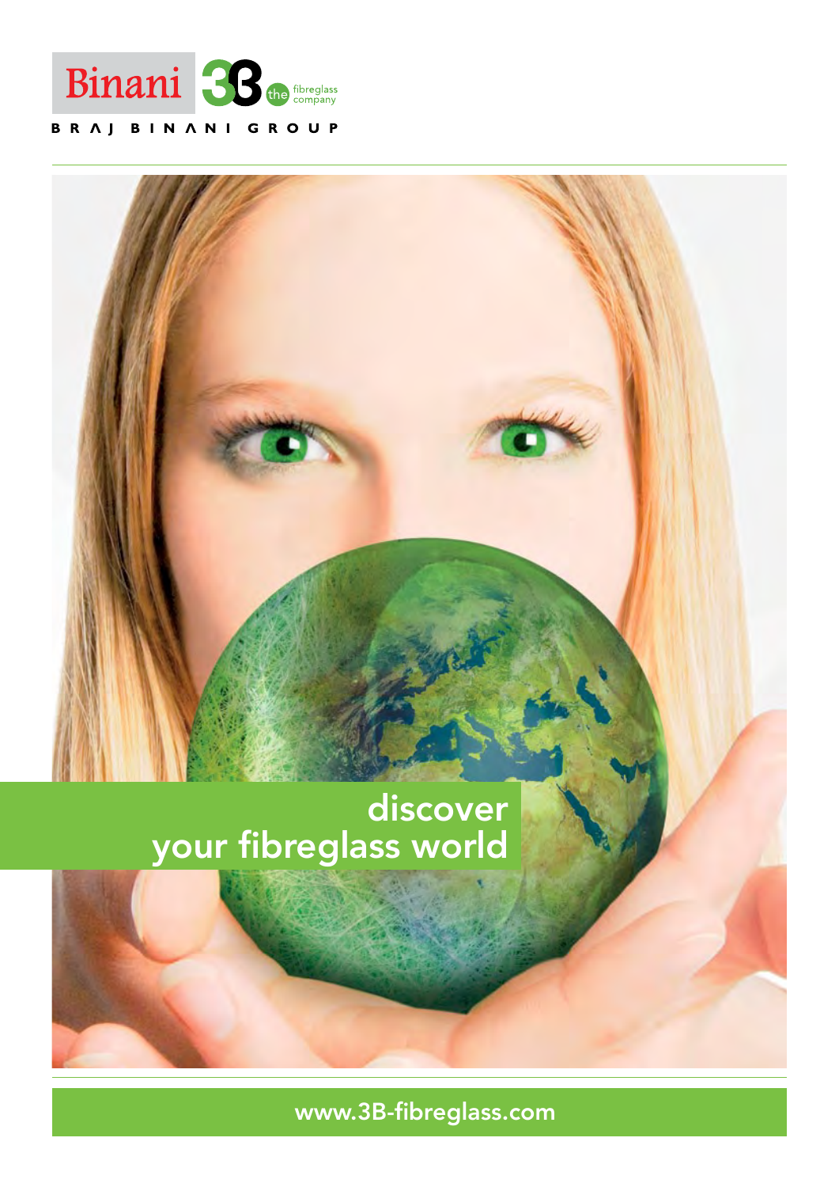Binani 3B the fibreglass company

BRAJ BINANI GROUP

# discover your fibreglass world

www.3B-fibreglass.com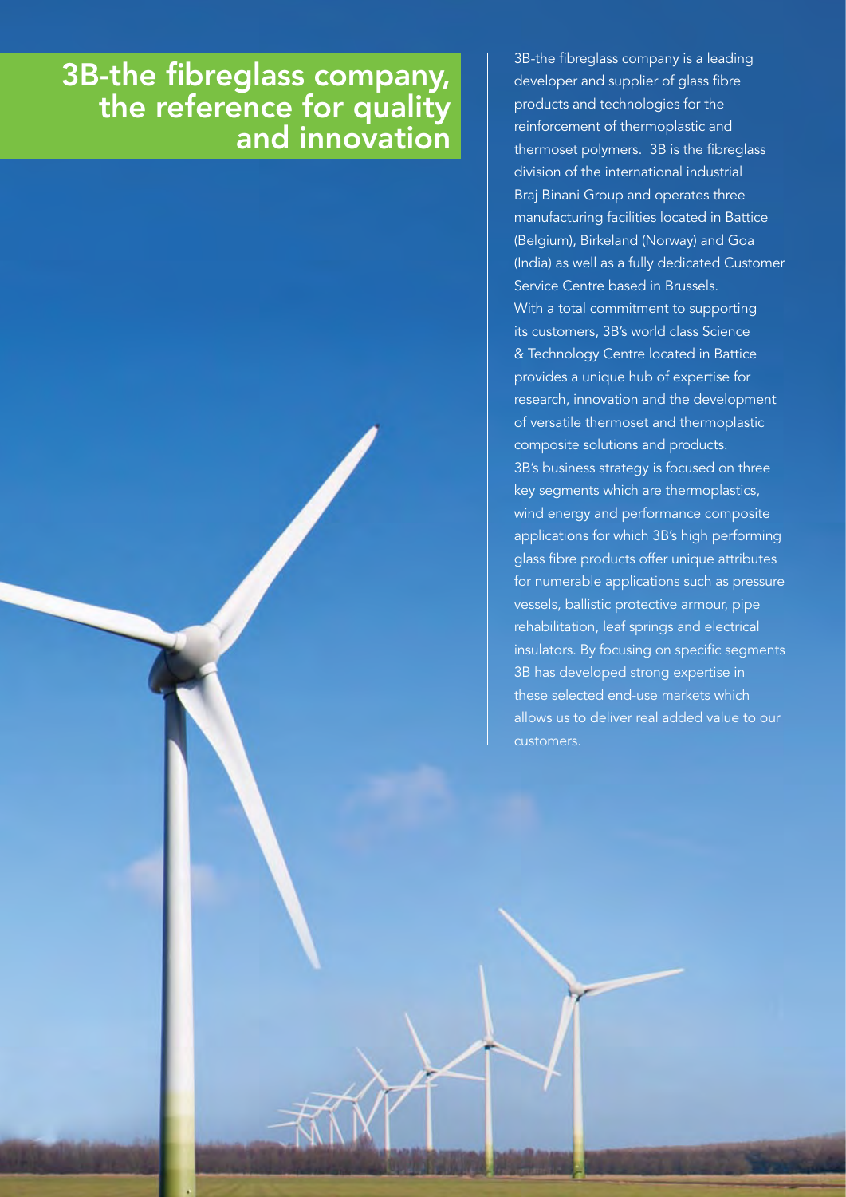# 3B-the fibreglass company, the reference for quality and innovation

3B-the fibreglass company is a leading developer and supplier of glass fibre products and technologies for the reinforcement of thermoplastic and thermoset polymers. 3B is the fibreglass division of the international industrial Braj Binani Group and operates three manufacturing facilities located in Battice (Belgium), Birkeland (Norway) and Goa (India) as well as a fully dedicated Customer Service Centre based in Brussels.

With a total commitment to supporting its customers, 3B's world class Science & Technology Centre located in Battice provides a unique hub of expertise for research, innovation and the development of versatile thermoset and thermoplastic composite solutions and products.

3B's business strategy is focused on three key segments which are thermoplastics, wind energy and performance composite applications for which 3B's high performing glass fibre products offer unique attributes for numerable applications such as pressure vessels, ballistic protective armour, pipe rehabilitation, leaf springs and electrical insulators. By focusing on specific segments 3B has developed strong expertise in these selected end-use markets which allows us to deliver real added value to our customers.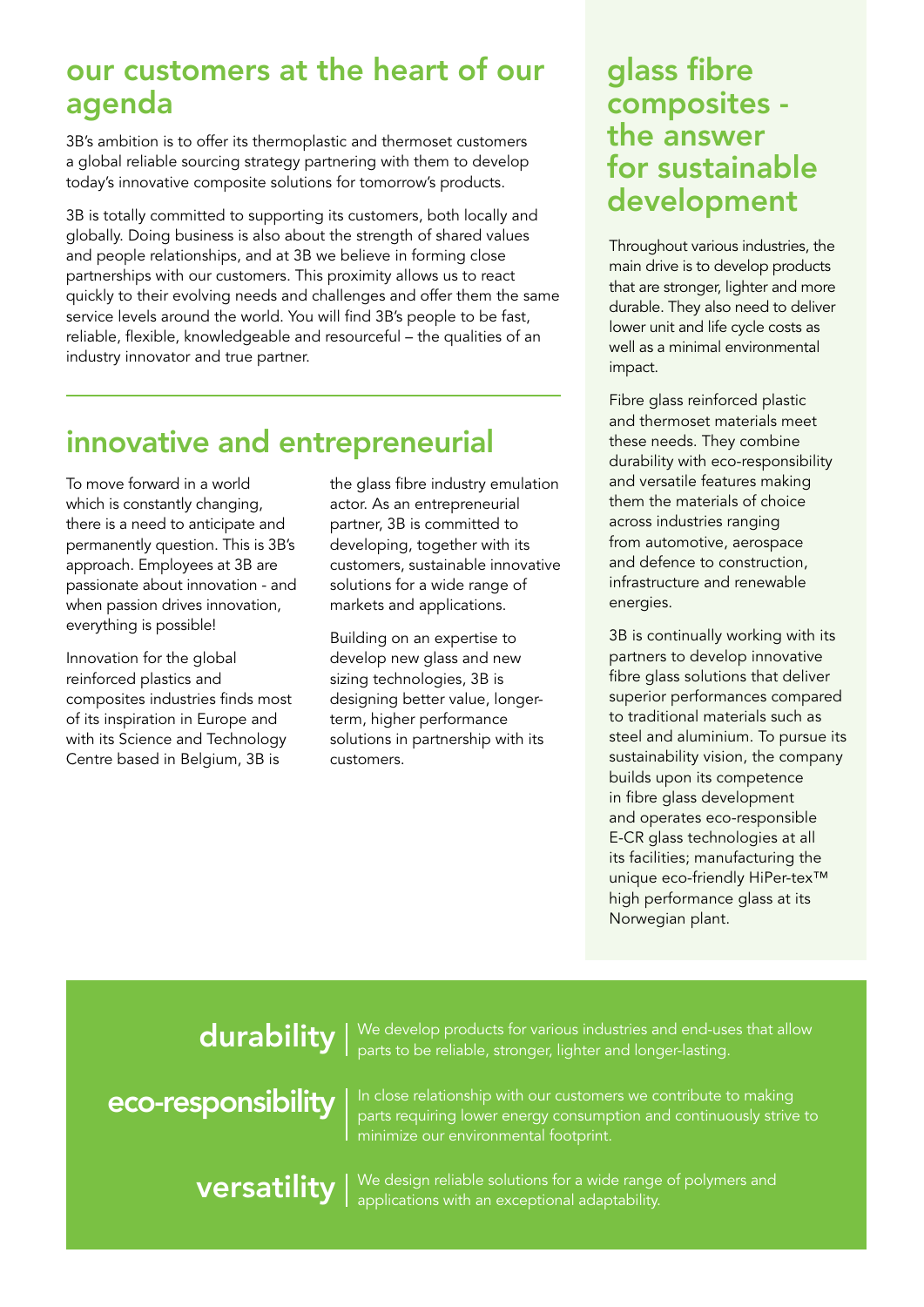## our customers at the heart of our agenda

3B's ambition is to offer its thermoplastic and thermoset customers a global reliable sourcing strategy partnering with them to develop today's innovative composite solutions for tomorrow's products.

3B is totally committed to supporting its customers, both locally and globally. Doing business is also about the strength of shared values and people relationships, and at 3B we believe in forming close partnerships with our customers. This proximity allows us to react quickly to their evolving needs and challenges and offer them the same service levels around the world. You will find 3B's people to be fast, reliable, flexible, knowledgeable and resourceful – the qualities of an industry innovator and true partner.

## innovative and entrepreneurial

To move forward in a world which is constantly changing, there is a need to anticipate and permanently question. This is 3B's approach. Employees at 3B are passionate about innovation - and when passion drives innovation, everything is possible!

Innovation for the global reinforced plastics and composites industries finds most of its inspiration in Europe and with its Science and Technology Centre based in Belgium, 3B is the glass fibre industry emulation actor. As an entrepreneurial partner, 3B is committed to developing, together with its customers, sustainable innovative solutions for a wide range of markets and applications.

Building on an expertise to develop new glass and new sizing technologies, 3B is designing better value, longer-term, higher performance solutions in partnership with its customers.

## glass fibre composites - the answer for sustainable development

Throughout various industries, the main drive is to develop products that are stronger, lighter and more durable. They also need to deliver lower unit and life cycle costs as well as a minimal environmental impact.

Fibre glass reinforced plastic and thermoset materials meet these needs. They combine durability with eco-responsibility and versatile features making them the materials of choice across industries ranging from automotive, aerospace and defence to construction, infrastructure and renewable energies.

3B is continually working with its partners to develop innovative fibre glass solutions that deliver superior performances compared to traditional materials such as steel and aluminium. To pursue its sustainability vision, the company builds upon its competence in fibre glass development and operates eco-responsible E-CR glass technologies at all its facilities; manufacturing the unique eco-friendly HiPer-tex™ high performance glass at its Norwegian plant.

**durability** | We develop products for various industries and end-uses that allow parts to be reliable, stronger, lighter and longer-lasting.

**eco-responsibility** | In close relationship with our customers we contribute to making parts requiring lower energy consumption and continuously strive to minimize our environmental footprint.

**versatility** | We design reliable solutions for a wide range of polymers and applications with an exceptional adaptability.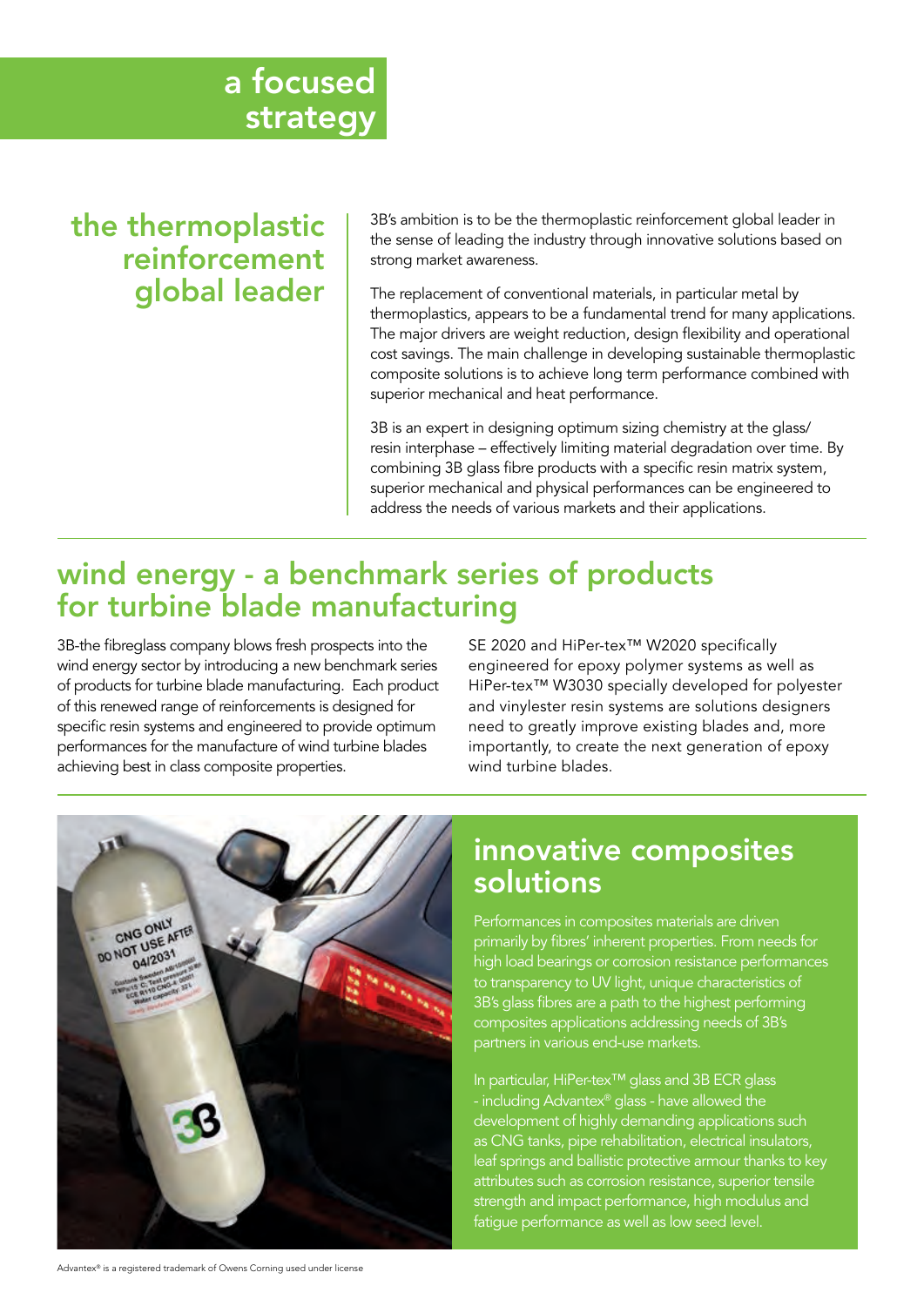# a focused strategy

## the thermoplastic reinforcement global leader

3B's ambition is to be the thermoplastic reinforcement global leader in the sense of leading the industry through innovative solutions based on strong market awareness.

The replacement of conventional materials, in particular metal by thermoplastics, appears to be a fundamental trend for many applications. The major drivers are weight reduction, design flexibility and operational cost savings. The main challenge in developing sustainable thermoplastic composite solutions is to achieve long term performance combined with superior mechanical and heat performance.

3B is an expert in designing optimum sizing chemistry at the glass/resin interphase – effectively limiting material degradation over time. By combining 3B glass fibre products with a specific resin matrix system, superior mechanical and physical performances can be engineered to address the needs of various markets and their applications.

## wind energy - a benchmark series of products for turbine blade manufacturing

3B-the fibreglass company blows fresh prospects into the wind energy sector by introducing a new benchmark series of products for turbine blade manufacturing. Each product of this renewed range of reinforcements is designed for specific resin systems and engineered to provide optimum performances for the manufacture of wind turbine blades achieving best in class composite properties.

SE 2020 and HiPer-tex™ W2020 specifically engineered for epoxy polymer systems as well as HiPer-tex™ W3030 specially developed for polyester and vinylester resin systems are solutions designers need to greatly improve existing blades and, more importantly, to create the next generation of epoxy wind turbine blades.

## innovative composites solutions

Performances in composites materials are driven primarily by fibres' inherent properties. From needs for high load bearings or corrosion resistance performances to transparency to UV light, unique characteristics of 3B's glass fibres are a path to the highest performing composites applications addressing needs of 3B's partners in various end-use markets.

In particular, HiPer-tex™ glass and 3B ECR glass - including Advantex® glass - have allowed the development of highly demanding applications such as CNG tanks, pipe rehabilitation, electrical insulators, leaf springs and ballistic protective armour thanks to key attributes such as corrosion resistance, superior tensile strength and impact performance, high modulus and fatigue performance as well as low seed level.

Advantex® is a registered trademark of Owens Corning used under license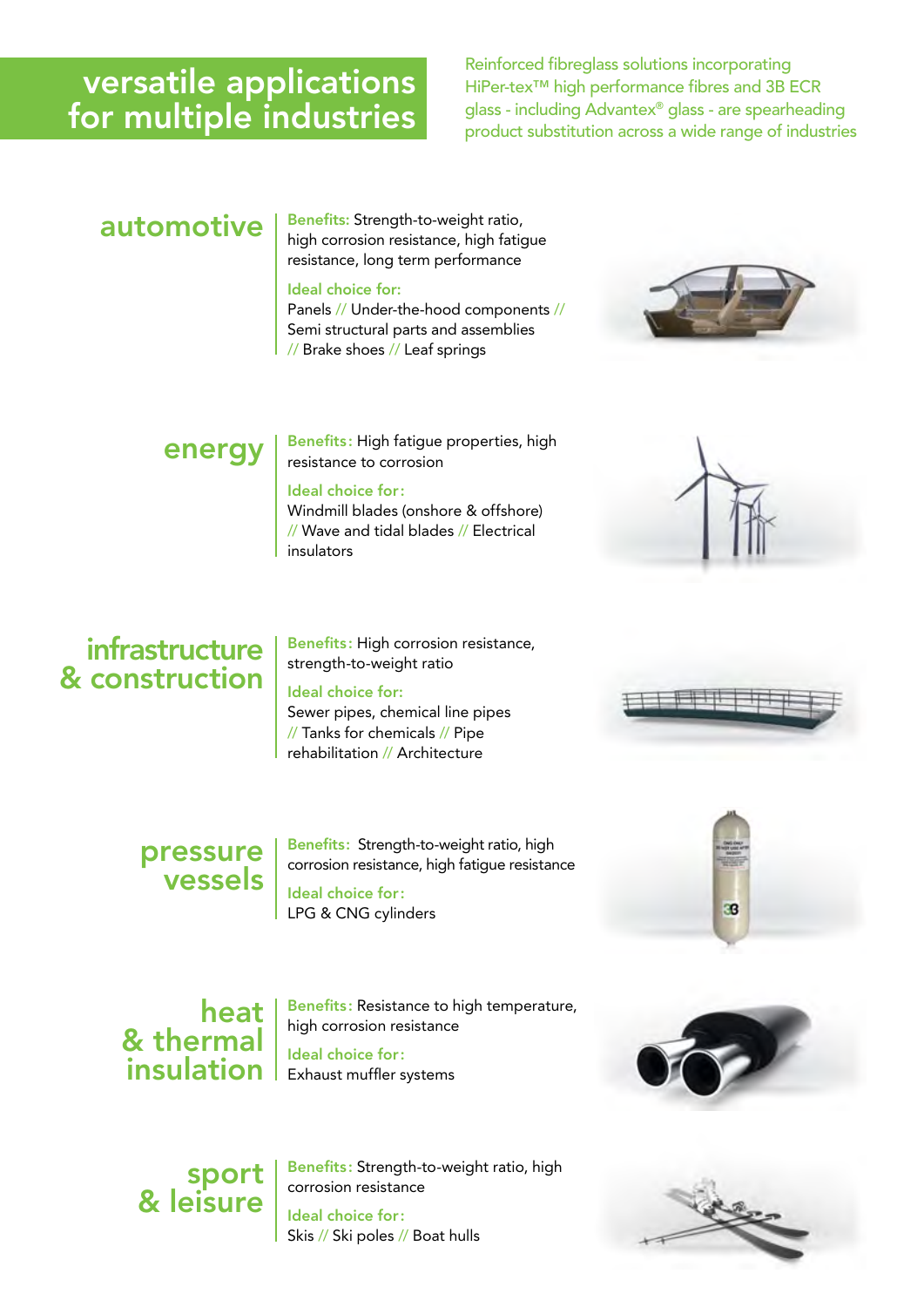# versatile applications for multiple industries

Reinforced fibreglass solutions incorporating HiPer-tex™ high performance fibres and 3B ECR glass - including Advantex® glass - are spearheading product substitution across a wide range of industries

## automotive

**Benefits:** Strength-to-weight ratio, high corrosion resistance, high fatigue resistance, long term performance

**Ideal choice for:**
Panels // Under-the-hood components // Semi structural parts and assemblies // Brake shoes // Leaf springs

## energy

**Benefits:** High fatigue properties, high resistance to corrosion

**Ideal choice for:**
Windmill blades (onshore & offshore) // Wave and tidal blades // Electrical insulators

## infrastructure & construction

**Benefits:** High corrosion resistance, strength-to-weight ratio

**Ideal choice for:**
Sewer pipes, chemical line pipes // Tanks for chemicals // Pipe rehabilitation // Architecture

## pressure vessels

**Benefits:** Strength-to-weight ratio, high corrosion resistance, high fatigue resistance

**Ideal choice for:**
LPG & CNG cylinders

## heat & thermal insulation

**Benefits:** Resistance to high temperature, high corrosion resistance

**Ideal choice for:**
Exhaust muffler systems

## sport & leisure

**Benefits:** Strength-to-weight ratio, high corrosion resistance

**Ideal choice for:**
Skis // Ski poles // Boat hulls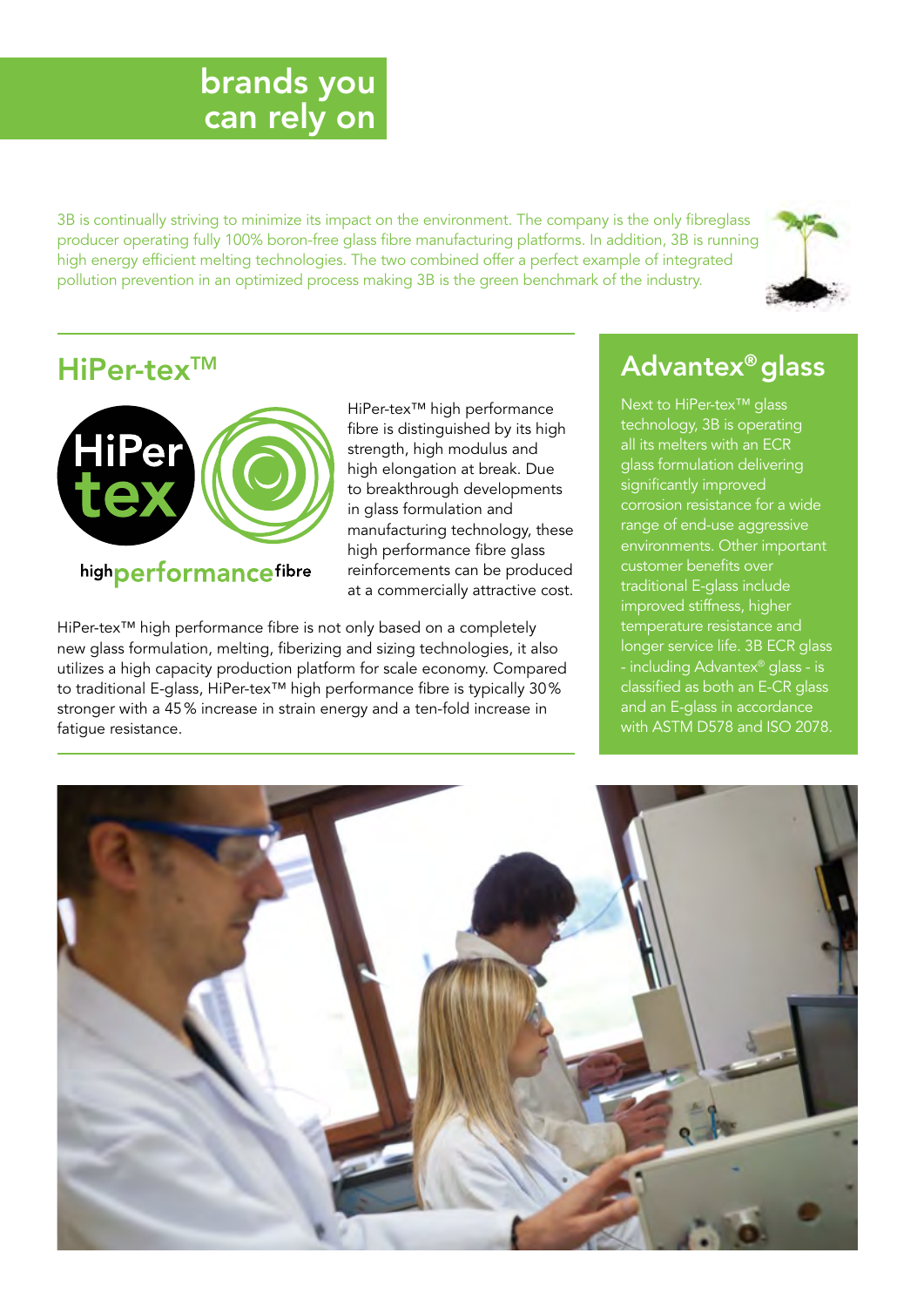# brands you can rely on

3B is continually striving to minimize its impact on the environment. The company is the only fibreglass producer operating fully 100% boron-free glass fibre manufacturing platforms. In addition, 3B is running high energy efficient melting technologies. The two combined offer a perfect example of integrated pollution prevention in an optimized process making 3B is the green benchmark of the industry.

## HiPer-tex™

HiPer tex

high performance fibre

HiPer-tex™ high performance fibre is distinguished by its high strength, high modulus and high elongation at break. Due to breakthrough developments in glass formulation and manufacturing technology, these high performance fibre glass reinforcements can be produced at a commercially attractive cost.

HiPer-tex™ high performance fibre is not only based on a completely new glass formulation, melting, fiberizing and sizing technologies, it also utilizes a high capacity production platform for scale economy. Compared to traditional E-glass, HiPer-tex™ high performance fibre is typically 30% stronger with a 45% increase in strain energy and a ten-fold increase in fatigue resistance.

## Advantex® glass

Next to HiPer-tex™ glass technology, 3B is operating all its melters with an ECR glass formulation delivering significantly improved corrosion resistance for a wide range of end-use aggressive environments. Other important customer benefits over traditional E-glass include improved stiffness, higher temperature resistance and longer service life. 3B ECR glass - including Advantex® glass - is classified as both an E-CR glass and an E-glass in accordance with ASTM D578 and ISO 2078.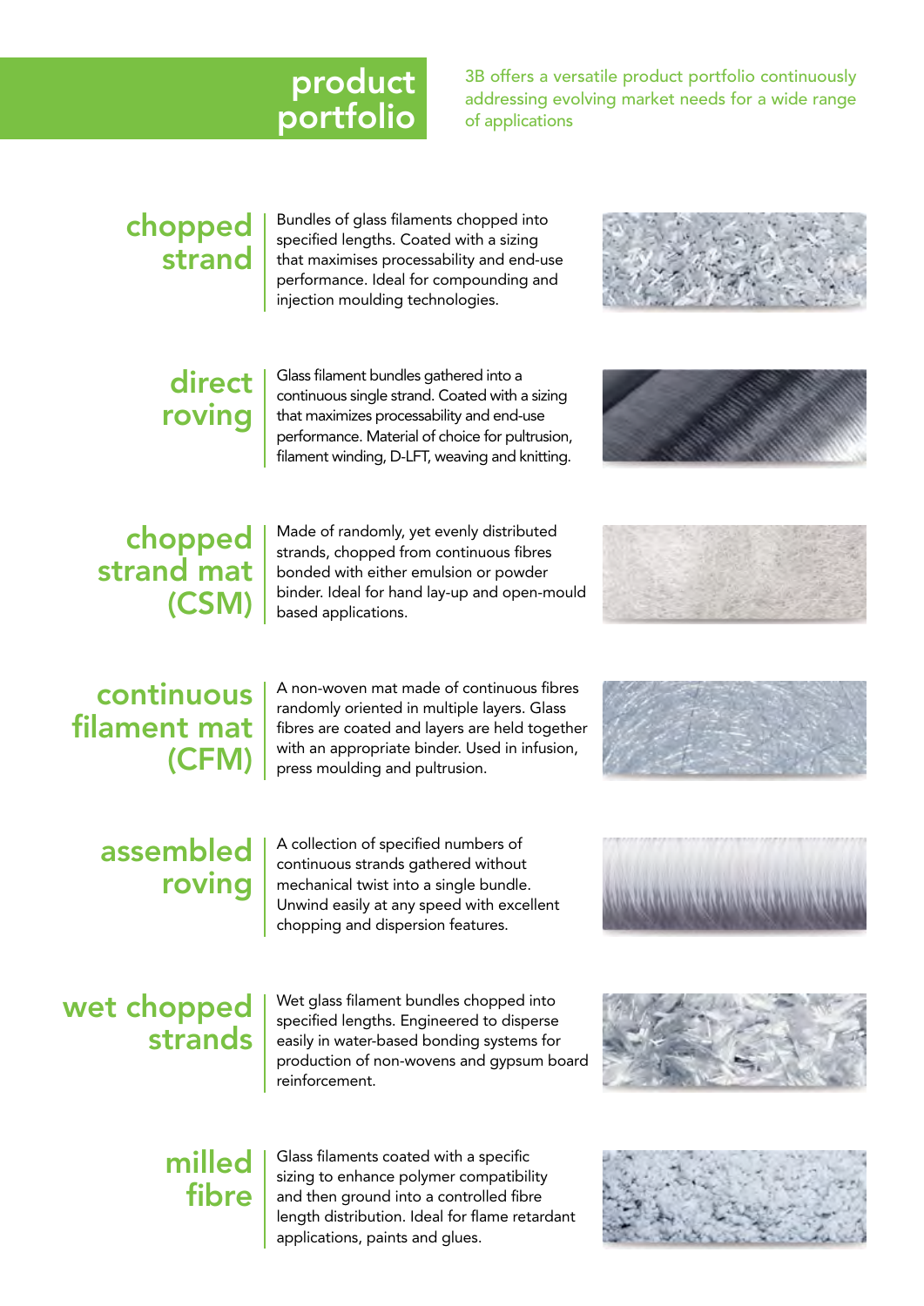# product portfolio

3B offers a versatile product portfolio continuously addressing evolving market needs for a wide range of applications

## chopped strand

Bundles of glass filaments chopped into specified lengths. Coated with a sizing that maximises processability and end-use performance. Ideal for compounding and injection moulding technologies.

## direct roving

Glass filament bundles gathered into a continuous single strand. Coated with a sizing that maximizes processability and end-use performance. Material of choice for pultrusion, filament winding, D-LFT, weaving and knitting.

## chopped strand mat (CSM)

Made of randomly, yet evenly distributed strands, chopped from continuous fibres bonded with either emulsion or powder binder. Ideal for hand lay-up and open-mould based applications.

## continuous filament mat (CFM)

A non-woven mat made of continuous fibres randomly oriented in multiple layers. Glass fibres are coated and layers are held together with an appropriate binder. Used in infusion, press moulding and pultrusion.

## assembled roving

A collection of specified numbers of continuous strands gathered without mechanical twist into a single bundle. Unwind easily at any speed with excellent chopping and dispersion features.

## wet chopped strands

Wet glass filament bundles chopped into specified lengths. Engineered to disperse easily in water-based bonding systems for production of non-wovens and gypsum board reinforcement.

## milled fibre

Glass filaments coated with a specific sizing to enhance polymer compatibility and then ground into a controlled fibre length distribution. Ideal for flame retardant applications, paints and glues.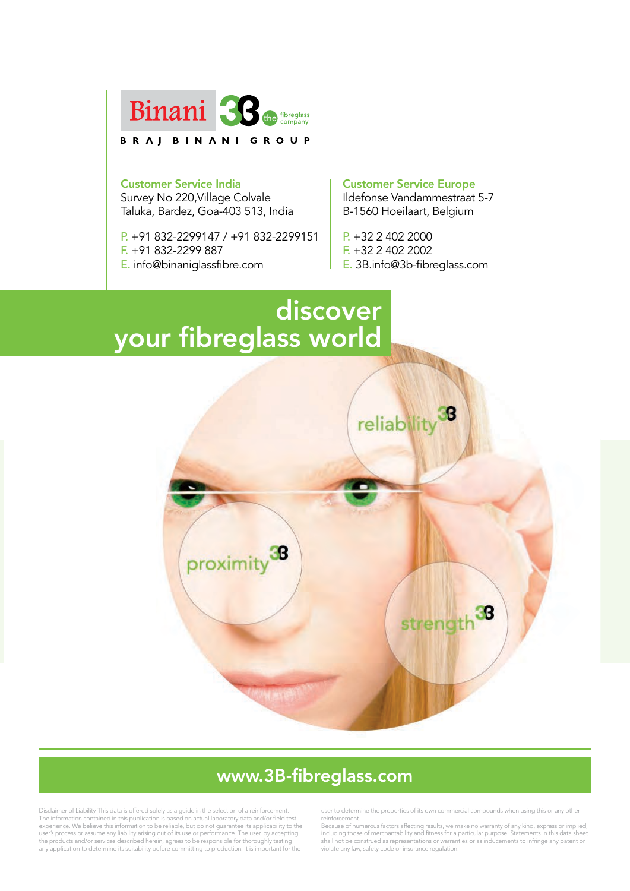Binani 3B the fibreglass company

BRAJ BINANI GROUP

**Customer Service India**
Survey No 220,Village Colvale
Taluka, Bardez, Goa-403 513, India

P. +91 832-2299147 / +91 832-2299151
F. +91 832-2299 887
E. info@binaniglassfibre.com

**Customer Service Europe**
Ildefonse Vandammestraat 5-7
B-1560 Hoeilaart, Belgium

P. +32 2 402 2000
F. +32 2 402 2002
E. 3B.info@3b-fibreglass.com

# discover your fibreglass world

reliability 3B

proximity 3B

strength 3B

## www.3B-fibreglass.com

Disclaimer of Liability This data is offered solely as a guide in the selection of a reinforcement. The information contained in this publication is based on actual laboratory data and/or field test experience. We believe this information to be reliable, but do not guarantee its applicability to the user's process or assume any liability arising out of its use or performance. The user, by accepting the products and/or services described herein, agrees to be responsible for thoroughly testing any application to determine its suitability before committing to production. It is important for the user to determine the properties of its own commercial compounds when using this or any other reinforcement.

Because of numerous factors affecting results, we make no warranty of any kind, express or implied, including those of merchantability and fitness for a particular purpose. Statements in this data sheet shall not be construed as representations or warranties or as inducements to infringe any patent or violate any law, safety code or insurance regulation.